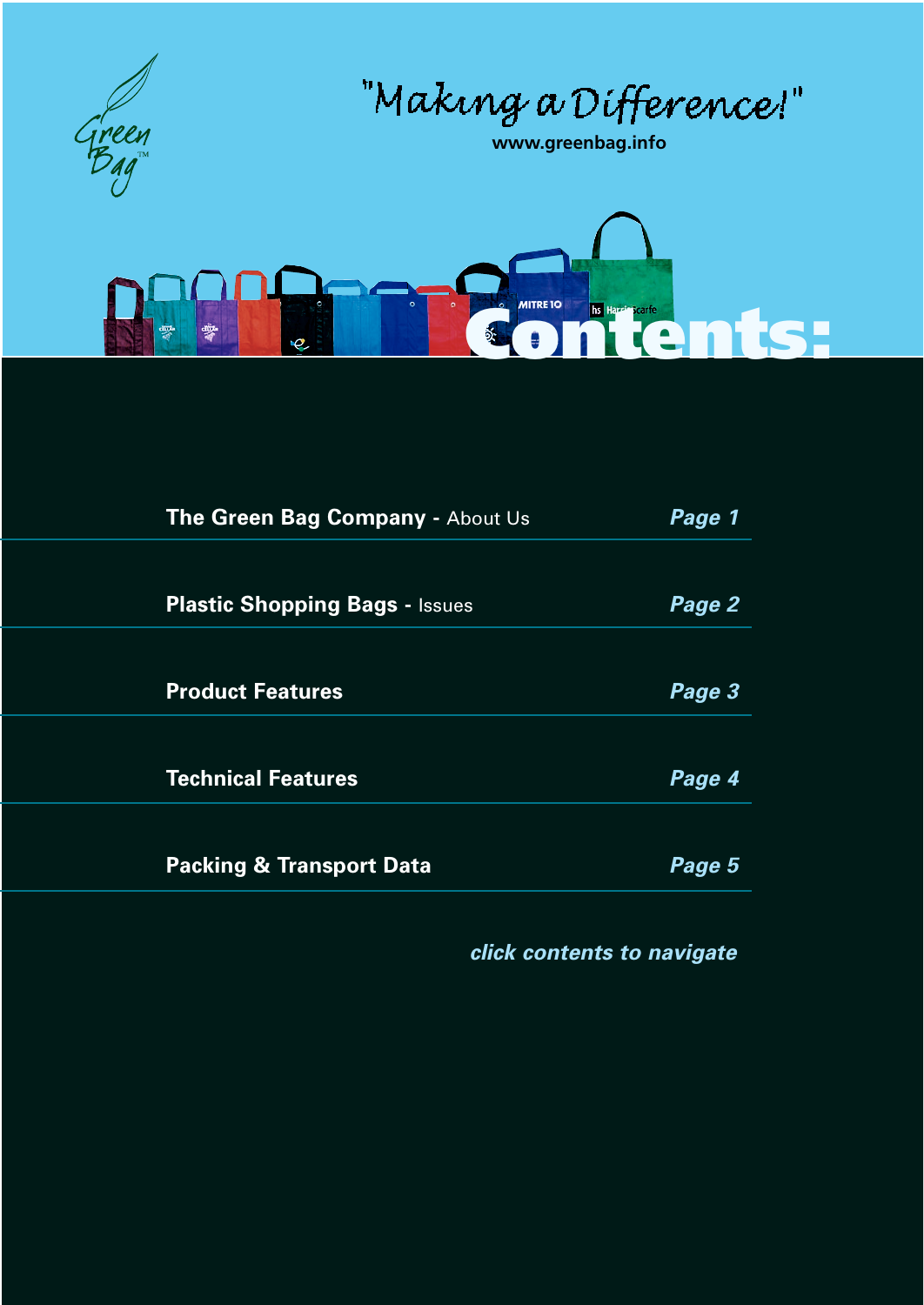Green Bag™

"Making a Difference!"

www.greenbag.info

# Contents:

**The Green Bag Company** - About Us — ***Page 1***

**Plastic Shopping Bags** - Issues — ***Page 2***

**Product Features** — ***Page 3***

**Technical Features** — ***Page 4***

**Packing & Transport Data** — ***Page 5***

***click contents to navigate***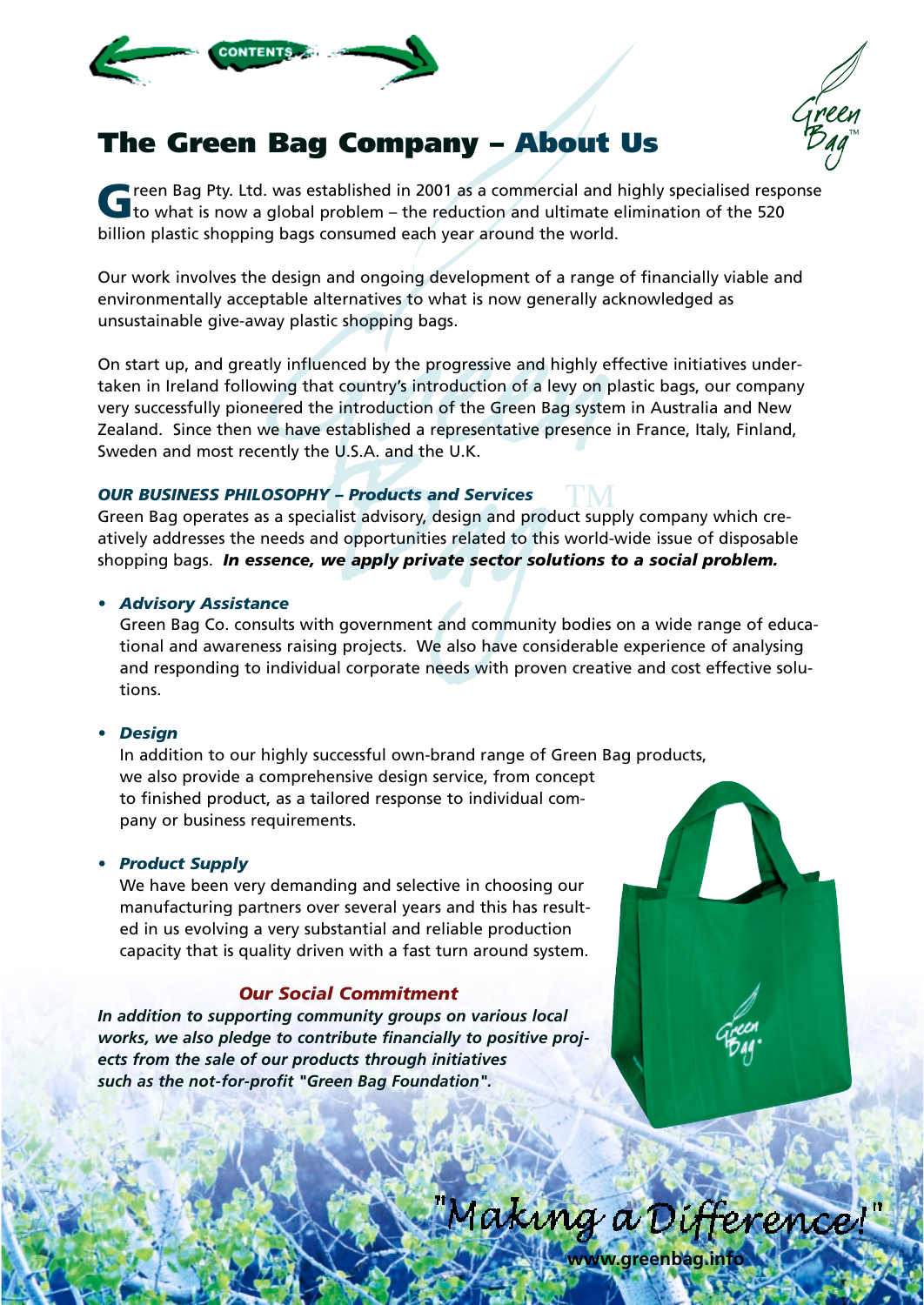# The Green Bag Company – About Us

Green Bag Pty. Ltd. was established in 2001 as a commercial and highly specialised response to what is now a global problem – the reduction and ultimate elimination of the 520 billion plastic shopping bags consumed each year around the world.

Our work involves the design and ongoing development of a range of financially viable and environmentally acceptable alternatives to what is now generally acknowledged as unsustainable give-away plastic shopping bags.

On start up, and greatly influenced by the progressive and highly effective initiatives undertaken in Ireland following that country's introduction of a levy on plastic bags, our company very successfully pioneered the introduction of the Green Bag system in Australia and New Zealand. Since then we have established a representative presence in France, Italy, Finland, Sweden and most recently the U.S.A. and the U.K.

***OUR BUSINESS PHILOSOPHY – Products and Services***

Green Bag operates as a specialist advisory, design and product supply company which creatively addresses the needs and opportunities related to this world-wide issue of disposable shopping bags. ***In essence, we apply private sector solutions to a social problem.***

- ***Advisory Assistance***

  Green Bag Co. consults with government and community bodies on a wide range of educational and awareness raising projects. We also have considerable experience of analysing and responding to individual corporate needs with proven creative and cost effective solutions.

- ***Design***

  In addition to our highly successful own-brand range of Green Bag products, we also provide a comprehensive design service, from concept to finished product, as a tailored response to individual company or business requirements.

- ***Product Supply***

  We have been very demanding and selective in choosing our manufacturing partners over several years and this has resulted in us evolving a very substantial and reliable production capacity that is quality driven with a fast turn around system.

***Our Social Commitment***

***In addition to supporting community groups on various local works, we also pledge to contribute financially to positive projects from the sale of our products through initiatives such as the not-for-profit "Green Bag Foundation".***

"Making a Difference!"

**www.greenbag.info**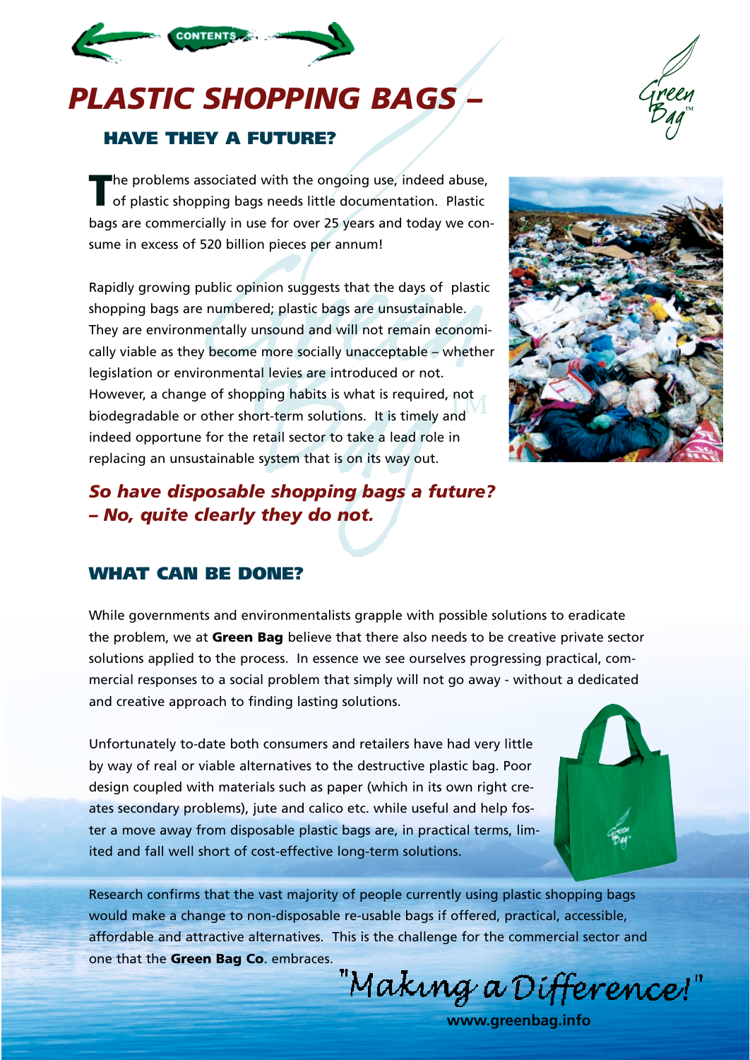# *PLASTIC SHOPPING BAGS –*

## HAVE THEY A FUTURE?

The problems associated with the ongoing use, indeed abuse, of plastic shopping bags needs little documentation. Plastic bags are commercially in use for over 25 years and today we consume in excess of 520 billion pieces per annum!

Rapidly growing public opinion suggests that the days of plastic shopping bags are numbered; plastic bags are unsustainable. They are environmentally unsound and will not remain economically viable as they become more socially unacceptable – whether legislation or environmental levies are introduced or not. However, a change of shopping habits is what is required, not biodegradable or other short-term solutions. It is timely and indeed opportune for the retail sector to take a lead role in replacing an unsustainable system that is on its way out.

***So have disposable shopping bags a future? – No, quite clearly they do not.***

## WHAT CAN BE DONE?

While governments and environmentalists grapple with possible solutions to eradicate the problem, we at **Green Bag** believe that there also needs to be creative private sector solutions applied to the process. In essence we see ourselves progressing practical, commercial responses to a social problem that simply will not go away - without a dedicated and creative approach to finding lasting solutions.

Unfortunately to-date both consumers and retailers have had very little by way of real or viable alternatives to the destructive plastic bag. Poor design coupled with materials such as paper (which in its own right creates secondary problems), jute and calico etc. while useful and help foster a move away from disposable plastic bags are, in practical terms, limited and fall well short of cost-effective long-term solutions.

Research confirms that the vast majority of people currently using plastic shopping bags would make a change to non-disposable re-usable bags if offered, practical, accessible, affordable and attractive alternatives. This is the challenge for the commercial sector and one that the **Green Bag Co**. embraces.

"Making a Difference!"

**www.greenbag.info**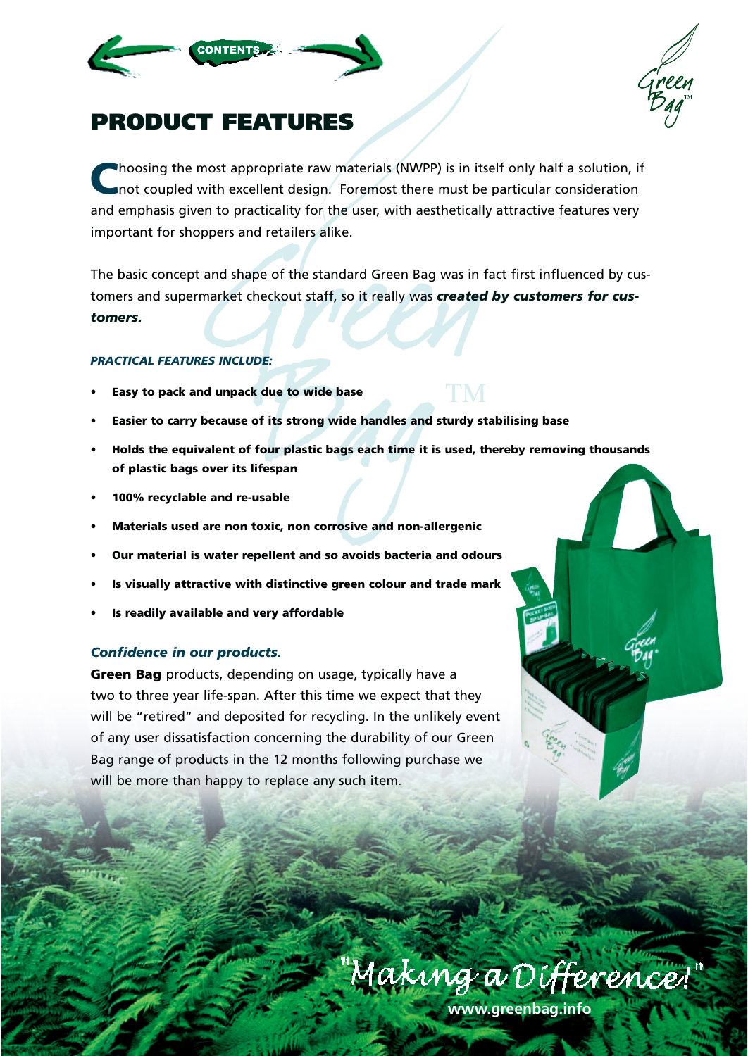# PRODUCT FEATURES

Choosing the most appropriate raw materials (NWPP) is in itself only half a solution, if not coupled with excellent design. Foremost there must be particular consideration and emphasis given to practicality for the user, with aesthetically attractive features very important for shoppers and retailers alike.

The basic concept and shape of the standard Green Bag was in fact first influenced by customers and supermarket checkout staff, so it really was ***created by customers for customers.***

***PRACTICAL FEATURES INCLUDE:***

- **Easy to pack and unpack due to wide base**
- **Easier to carry because of its strong wide handles and sturdy stabilising base**
- **Holds the equivalent of four plastic bags each time it is used, thereby removing thousands of plastic bags over its lifespan**
- **100% recyclable and re-usable**
- **Materials used are non toxic, non corrosive and non-allergenic**
- **Our material is water repellent and so avoids bacteria and odours**
- **Is visually attractive with distinctive green colour and trade mark**
- **Is readily available and very affordable**

### *Confidence in our products.*

**Green Bag** products, depending on usage, typically have a two to three year life-span. After this time we expect that they will be "retired" and deposited for recycling. In the unlikely event of any user dissatisfaction concerning the durability of our Green Bag range of products in the 12 months following purchase we will be more than happy to replace any such item.

"Making a Difference!"

www.greenbag.info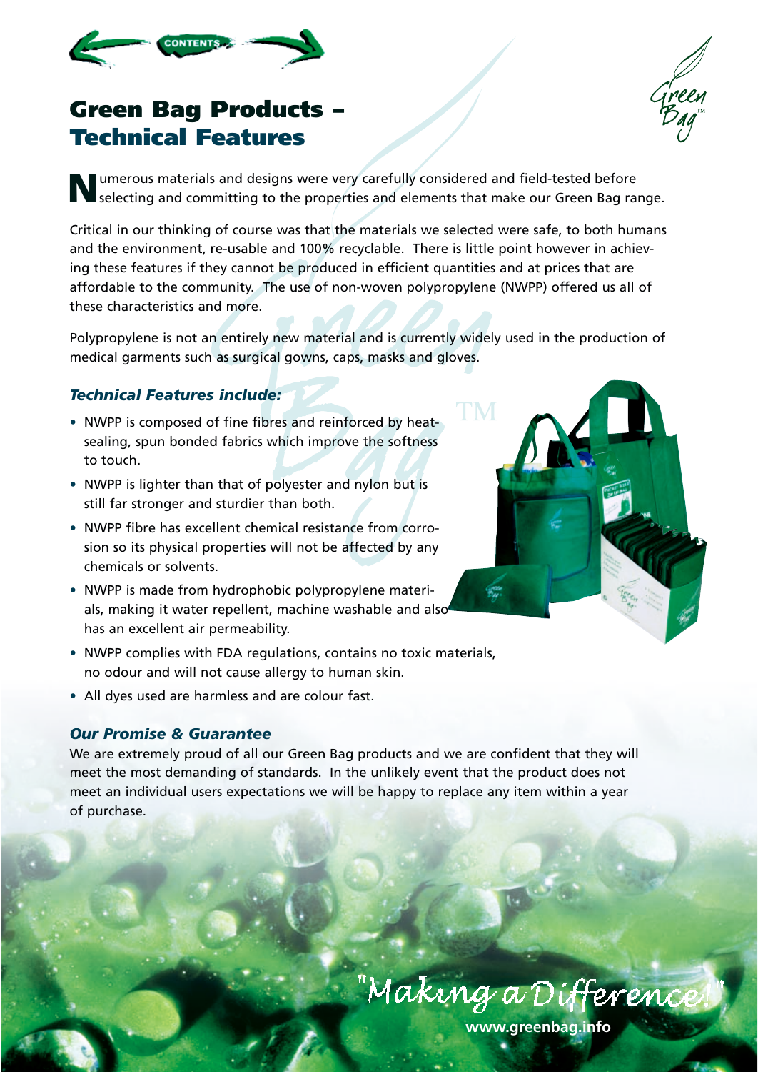# Green Bag Products – Technical Features

Numerous materials and designs were very carefully considered and field-tested before selecting and committing to the properties and elements that make our Green Bag range.

Critical in our thinking of course was that the materials we selected were safe, to both humans and the environment, re-usable and 100% recyclable. There is little point however in achieving these features if they cannot be produced in efficient quantities and at prices that are affordable to the community. The use of non-woven polypropylene (NWPP) offered us all of these characteristics and more.

Polypropylene is not an entirely new material and is currently widely used in the production of medical garments such as surgical gowns, caps, masks and gloves.

### *Technical Features include:*

- NWPP is composed of fine fibres and reinforced by heat-sealing, spun bonded fabrics which improve the softness to touch.
- NWPP is lighter than that of polyester and nylon but is still far stronger and sturdier than both.
- NWPP fibre has excellent chemical resistance from corrosion so its physical properties will not be affected by any chemicals or solvents.
- NWPP is made from hydrophobic polypropylene materials, making it water repellent, machine washable and also has an excellent air permeability.
- NWPP complies with FDA regulations, contains no toxic materials, no odour and will not cause allergy to human skin.
- All dyes used are harmless and are colour fast.

### *Our Promise & Guarantee*

We are extremely proud of all our Green Bag products and we are confident that they will meet the most demanding of standards. In the unlikely event that the product does not meet an individual users expectations we will be happy to replace any item within a year of purchase.

"Making a Difference!"

www.greenbag.info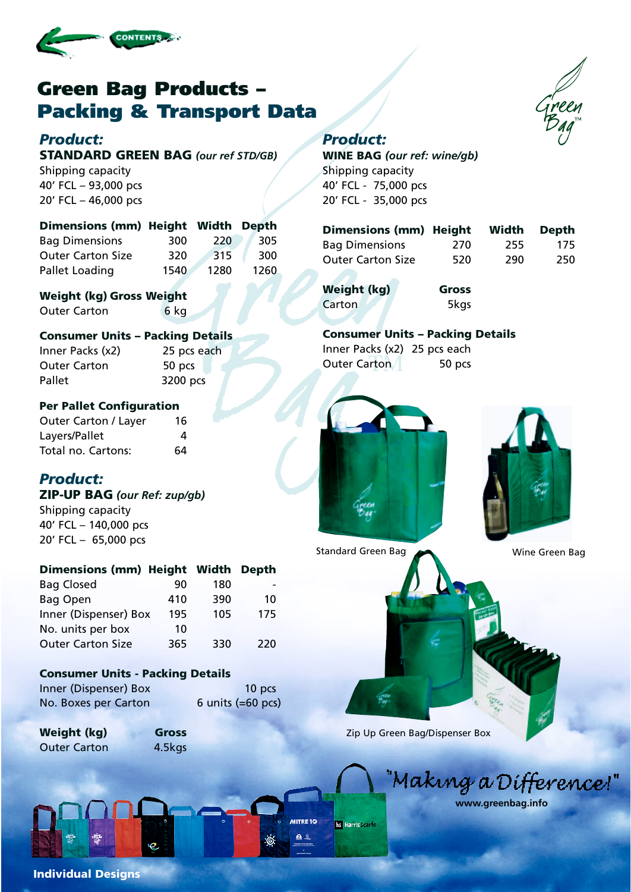# Green Bag Products – Packing & Transport Data

## Product:

**STANDARD GREEN BAG** ***(our ref STD/GB)***

Shipping capacity
40' FCL – 93,000 pcs
20' FCL – 46,000 pcs

| Dimensions (mm) | Height | Width | Depth |
|---|---|---|---|
| Bag Dimensions | 300 | 220 | 305 |
| Outer Carton Size | 320 | 315 | 300 |
| Pallet Loading | 1540 | 1280 | 1260 |

| Weight (kg) | Gross Weight |
|---|---|
| Outer Carton | 6 kg |

| Consumer Units – Packing Details | |
|---|---|
| Inner Packs (x2) | 25 pcs each |
| Outer Carton | 50 pcs |
| Pallet | 3200 pcs |

| Per Pallet Configuration | |
|---|---|
| Outer Carton / Layer | 16 |
| Layers/Pallet | 4 |
| Total no. Cartons: | 64 |

## Product:

**ZIP-UP BAG** ***(our Ref: zup/gb)***

Shipping capacity
40' FCL – 140,000 pcs
20' FCL – 65,000 pcs

| Dimensions (mm) | Height | Width | Depth |
|---|---|---|---|
| Bag Closed | 90 | 180 | - |
| Bag Open | 410 | 390 | 10 |
| Inner (Dispenser) Box | 195 | 105 | 175 |
| No. units per box | 10 | | |
| Outer Carton Size | 365 | 330 | 220 |

| Consumer Units - Packing Details | |
|---|---|
| Inner (Dispenser) Box | 10 pcs |
| No. Boxes per Carton | 6 units (=60 pcs) |

| Weight (kg) | Gross |
|---|---|
| Outer Carton | 4.5kgs |

## Product:

**WINE BAG** ***(our ref: wine/gb)***

Shipping capacity
40' FCL - 75,000 pcs
20' FCL - 35,000 pcs

| Dimensions (mm) | Height | Width | Depth |
|---|---|---|---|
| Bag Dimensions | 270 | 255 | 175 |
| Outer Carton Size | 520 | 290 | 250 |

| Weight (kg) | Gross |
|---|---|
| Carton | 5kgs |

| Consumer Units – Packing Details | |
|---|---|
| Inner Packs (x2) | 25 pcs each |
| Outer Carton | 50 pcs |

Standard Green Bag

Wine Green Bag

Zip Up Green Bag/Dispenser Box

"Making a Difference!"

www.greenbag.info

Individual Designs